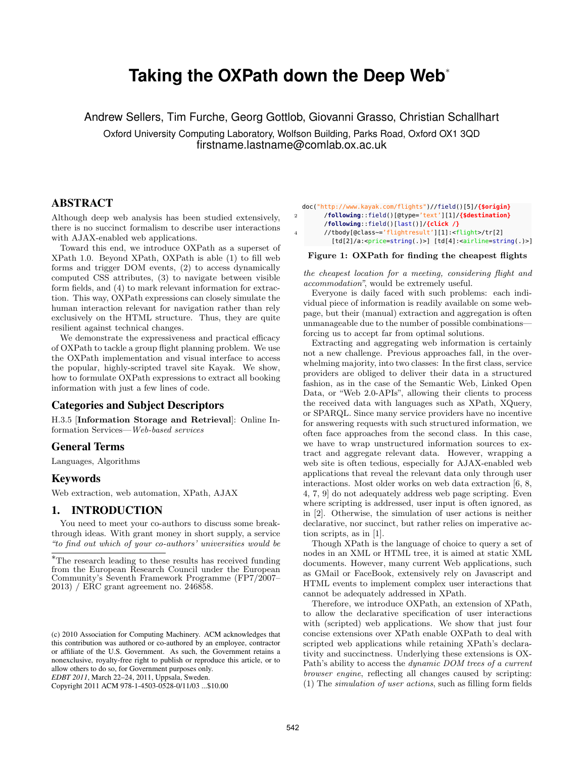# Taking the OXPath down the Deep Web*

Andrew Sellers, Tim Furche, Georg Gottlob, Giovanni Grasso, Christian Schallhart

Oxford University Computing Laboratory, Wolfson Building, Parks Road, Oxford OX1 3QD
firstname.lastname@comlab.ox.ac.uk

## ABSTRACT

Although deep web analysis has been studied extensively, there is no succinct formalism to describe user interactions with AJAX-enabled web applications.

Toward this end, we introduce OXPath as a superset of XPath 1.0. Beyond XPath, OXPath is able (1) to fill web forms and trigger DOM events, (2) to access dynamically computed CSS attributes, (3) to navigate between visible form fields, and (4) to mark relevant information for extraction. This way, OXPath expressions can closely simulate the human interaction relevant for navigation rather than rely exclusively on the HTML structure. Thus, they are quite resilient against technical changes.

We demonstrate the expressiveness and practical efficacy of OXPath to tackle a group flight planning problem. We use the OXPath implementation and visual interface to access the popular, highly-scripted travel site Kayak. We show, how to formulate OXPath expressions to extract all booking information with just a few lines of code.

## Categories and Subject Descriptors

H.3.5 [**Information Storage and Retrieval**]: Online Information Services—*Web-based services*

## General Terms

Languages, Algorithms

## Keywords

Web extraction, web automation, XPath, AJAX

## 1. INTRODUCTION

You need to meet your co-authors to discuss some breakthrough ideas. With grant money in short supply, a service *"to find out which of your co-authors' universities would be the cheapest location for a meeting, considering flight and accommodation"*, would be extremely useful.

```
doc("http://www.kayak.com/flights")//field()[5]/{$origin}
2      /following::field()[@type='text'][1]/{$destination}
       /following::field()[last()]/{click /}
4      //tbody[@class~='flightresult'][1]:<flight>/tr[2]
         [td[2]/a:<price=string(.)>] [td[4]:<airline=string(.)>]
```

**Figure 1: OXPath for finding the cheapest flights**

Everyone is daily faced with such problems: each individual piece of information is readily available on some webpage, but their (manual) extraction and aggregation is often unmanageable due to the number of possible combinations—forcing us to accept far from optimal solutions.

Extracting and aggregating web information is certainly not a new challenge. Previous approaches fall, in the overwhelming majority, into two classes: In the first class, service providers are obliged to deliver their data in a structured fashion, as in the case of the Semantic Web, Linked Open Data, or "Web 2.0-APIs", allowing their clients to process the received data with languages such as XPath, XQuery, or SPARQL. Since many service providers have no incentive for answering requests with such structured information, we often face approaches from the second class. In this case, we have to wrap unstructured information sources to extract and aggregate relevant data. However, wrapping a web site is often tedious, especially for AJAX-enabled web applications that reveal the relevant data only through user interactions. Most older works on web data extraction [6, 8, 4, 7, 9] do not adequately address web page scripting. Even where scripting is addressed, user input is often ignored, as in [2]. Otherwise, the simulation of user actions is neither declarative, nor succinct, but rather relies on imperative action scripts, as in [1].

Though XPath is the language of choice to query a set of nodes in an XML or HTML tree, it is aimed at static XML documents. However, many current Web applications, such as GMail or FaceBook, extensively rely on Javascript and HTML events to implement complex user interactions that cannot be adequately addressed in XPath.

Therefore, we introduce OXPath, an extension of XPath, to allow the declarative specification of user interactions with (scripted) web applications. We show that just four concise extensions over XPath enable OXPath to deal with scripted web applications while retaining XPath's declarativity and succinctness. Underlying these extensions is OXPath's ability to access the *dynamic DOM trees of a current browser engine*, reflecting all changes caused by scripting: (1) The *simulation of user actions*, such as filling form fields

---

*The research leading to these results has received funding from the European Research Council under the European Community's Seventh Framework Programme (FP7/2007–2013) / ERC grant agreement no. 246858.

(c) 2010 Association for Computing Machinery. ACM acknowledges that this contribution was authored or co-authored by an employee, contractor or affiliate of the U.S. Government. As such, the Government retains a nonexclusive, royalty-free right to publish or reproduce this article, or to allow others to do so, for Government purposes only.
*EDBT 2011*, March 22–24, 2011, Uppsala, Sweden.
Copyright 2011 ACM 978-1-4503-0528-0/11/03 ...$10.00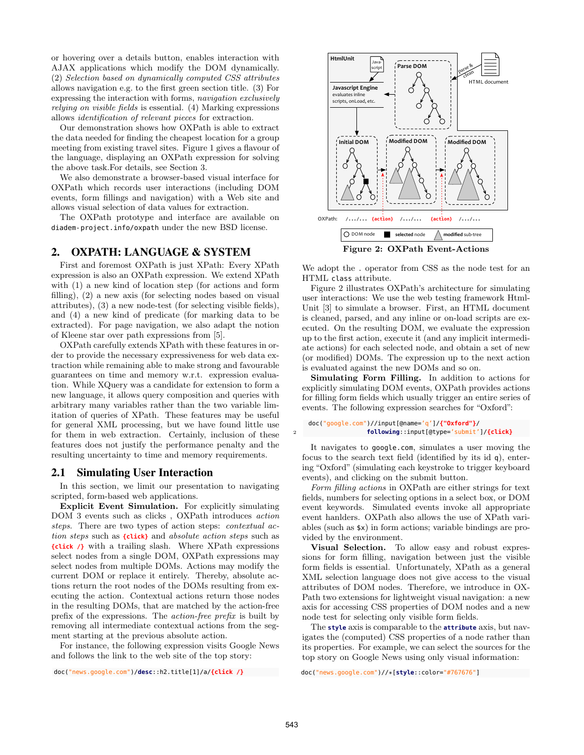or hovering over a details button, enables interaction with AJAX applications which modify the DOM dynamically. (2) *Selection based on dynamically computed CSS attributes* allows navigation e.g. to the first green section title. (3) For expressing the interaction with forms, *navigation exclusively relying on visible fields* is essential. (4) Marking expressions allows *identification of relevant pieces* for extraction.

Our demonstration shows how OXPath is able to extract the data needed for finding the cheapest location for a group meeting from existing travel sites. Figure 1 gives a flavour of the language, displaying an OXPath expression for solving the above task.For details, see Section 3.

We also demonstrate a browser-based visual interface for OXPath which records user interactions (including DOM events, form fillings and navigation) with a Web site and allows visual selection of data values for extraction.

The OXPath prototype and interface are available on `diadem-project.info/oxpath` under the new BSD license.

## 2. OXPATH: LANGUAGE & SYSTEM

First and foremost OXPath is just XPath: Every XPath expression is also an OXPath expression. We extend XPath with (1) a new kind of location step (for actions and form filling), (2) a new axis (for selecting nodes based on visual attributes), (3) a new node-test (for selecting visible fields), and (4) a new kind of predicate (for marking data to be extracted). For page navigation, we also adapt the notion of Kleene star over path expressions from [5].

OXPath carefully extends XPath with these features in order to provide the necessary expressiveness for web data extraction while remaining able to make strong and favourable guarantees on time and memory w.r.t. expression evaluation. While XQuery was a candidate for extension to form a new language, it allows query composition and queries with arbitrary many variables rather than the two variable limitation of queries of XPath. These features may be useful for general XML processing, but we have found little use for them in web extraction. Certainly, inclusion of these features does not justify the performance penalty and the resulting uncertainty to time and memory requirements.

### 2.1 Simulating User Interaction

In this section, we limit our presentation to navigating scripted, form-based web applications.

**Explicit Event Simulation.** For explicitly simulating DOM 3 events such as clicks , OXPath introduces *action steps*. There are two types of action steps: *contextual action steps* such as **{click}** and *absolute action steps* such as **{click /}** with a trailing slash. Where XPath expressions select nodes from a single DOM, OXPath expressions may select nodes from multiple DOMs. Actions may modify the current DOM or replace it entirely. Thereby, absolute actions return the root nodes of the DOMs resulting from executing the action. Contextual actions return those nodes in the resulting DOMs, that are matched by the action-free prefix of the expressions. The *action-free prefix* is built by removing all intermediate contextual actions from the segment starting at the previous absolute action.

For instance, the following expression visits Google News and follows the link to the web site of the top story:

```
doc("news.google.com")/desc::h2.title[1]/a/{click /}
```

Figure 2: OXPath Event-Actions

We adopt the . operator from CSS as the node test for an HTML `class` attribute.

Figure 2 illustrates OXPath's architecture for simulating user interactions: We use the web testing framework HtmlUnit [3] to simulate a browser. First, an HTML document is cleaned, parsed, and any inline or on-load scripts are executed. On the resulting DOM, we evaluate the expression up to the first action, execute it (and any implicit intermediate actions) for each selected node, and obtain a set of new (or modified) DOMs. The expression up to the next action is evaluated against the new DOMs and so on.

**Simulating Form Filling.** In addition to actions for explicitly simulating DOM events, OXPath provides actions for filling form fields which usually trigger an entire series of events. The following expression searches for "Oxford":

```
doc("google.com")//input[@name='q']/{"Oxford"}/
                following::input[@type='submit']/{click}
```

It navigates to `google.com`, simulates a user moving the focus to the search text field (identified by its id `q`), entering "Oxford" (simulating each keystroke to trigger keyboard events), and clicking on the submit button.

*Form filling actions* in OXPath are either strings for text fields, numbers for selecting options in a select box, or DOM event keywords. Simulated events invoke all appropriate event hanlders. OXPath also allows the use of XPath variables (such as `$x`) in form actions; variable bindings are provided by the environment.

**Visual Selection.** To allow easy and robust expressions for form filling, navigation between just the visible form fields is essential. Unfortunately, XPath as a general XML selection language does not give access to the visual attributes of DOM nodes. Therefore, we introduce in OXPath two extensions for lightweight visual navigation: a new axis for accessing CSS properties of DOM nodes and a new node test for selecting only visible form fields.

The **style** axis is comparable to the **attribute** axis, but navigates the (computed) CSS properties of a node rather than its properties. For example, we can select the sources for the top story on Google News using only visual information:

```
doc("news.google.com")//*[style::color="#767676"]
```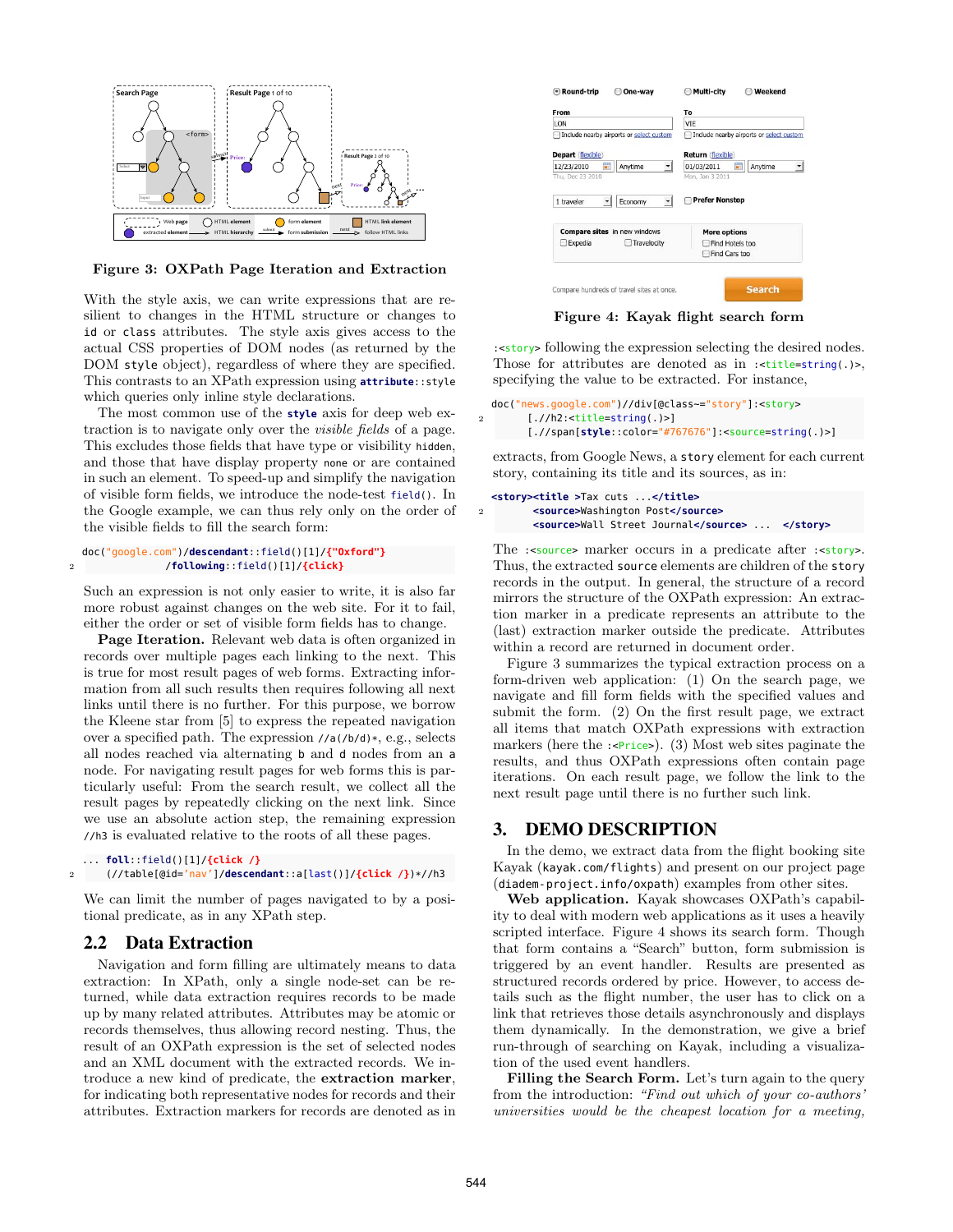Figure 3: OXPath Page Iteration and Extraction

With the style axis, we can write expressions that are resilient to changes in the HTML structure or changes to `id` or `class` attributes. The style axis gives access to the actual CSS properties of DOM nodes (as returned by the DOM `style` object), regardless of where they are specified. This contrasts to an XPath expression using `attribute::style` which queries only inline style declarations.

The most common use of the **style** axis for deep web extraction is to navigate only over the *visible fields* of a page. This excludes those fields that have type or visibility `hidden`, and those that have display property `none` or are contained in such an element. To speed-up and simplify the navigation of visible form fields, we introduce the node-test `field()`. In the Google example, we can thus rely only on the order of the visible fields to fill the search form:

```
doc("google.com")/descendant::field()[1]/{"Oxford"}
          /following::field()[1]/{click}
```

Such an expression is not only easier to write, it is also far more robust against changes on the web site. For it to fail, either the order or set of visible form fields has to change.

**Page Iteration.** Relevant web data is often organized in records over multiple pages each linking to the next. This is true for most result pages of web forms. Extracting information from all such results then requires following all next links until there is no further. For this purpose, we borrow the Kleene star from [5] to express the repeated navigation over a specified path. The expression `//a(/b/d)*`, e.g., selects all nodes reached via alternating `b` and `d` nodes from an `a` node. For navigating result pages for web forms this is particularly useful: From the search result, we collect all the result pages by repeatedly clicking on the next link. Since we use an absolute action step, the remaining expression `//h3` is evaluated relative to the roots of all these pages.

```
... foll::field()[1]/{click /}
    (//table[@id='nav']/descendant::a[last()]/{click /})*//h3
```

We can limit the number of pages navigated to by a positional predicate, as in any XPath step.

## 2.2 Data Extraction

Navigation and form filling are ultimately means to data extraction: In XPath, only a single node-set can be returned, while data extraction requires records to be made up by many related attributes. Attributes may be atomic or records themselves, thus allowing record nesting. Thus, the result of an OXPath expression is the set of selected nodes and an XML document with the extracted records. We introduce a new kind of predicate, the **extraction marker**, for indicating both representative nodes for records and their attributes. Extraction markers for records are denoted as in `:<story>` following the expression selecting the desired nodes. Those for attributes are denoted as in `:<title=string(.)>`, specifying the value to be extracted. For instance,

```
doc("news.google.com")//div[@class~="story"]:<story>
     [.//h2:<title=string(.)>]
     [.//span[style::color="#767676"]:<source=string(.)>]
```

extracts, from Google News, a `story` element for each current story, containing its title and its sources, as in:

```
<story><title >Tax cuts ...</title>
       <source>Washington Post</source>
       <source>Wall Street Journal</source> ...  </story>
```

The `:<source>` marker occurs in a predicate after `:<story>`. Thus, the extracted `source` elements are children of the `story` records in the output. In general, the structure of a record mirrors the structure of the OXPath expression: An extraction marker in a predicate represents an attribute to the (last) extraction marker outside the predicate. Attributes within a record are returned in document order.

Figure 3 summarizes the typical extraction process on a form-driven web application: (1) On the search page, we navigate and fill form fields with the specified values and submit the form. (2) On the first result page, we extract all items that match OXPath expressions with extraction markers (here the `:<Price>`). (3) Most web sites paginate the results, and thus OXPath expressions often contain page iterations. On each result page, we follow the link to the next result page until there is no further such link.

Figure 4: Kayak flight search form

# 3. DEMO DESCRIPTION

In the demo, we extract data from the flight booking site Kayak (`kayak.com/flights`) and present on our project page (`diadem-project.info/oxpath`) examples from other sites.

**Web application.** Kayak showcases OXPath's capability to deal with modern web applications as it uses a heavily scripted interface. Figure 4 shows its search form. Though that form contains a "Search" button, form submission is triggered by an event handler. Results are presented as structured records ordered by price. However, to access details such as the flight number, the user has to click on a link that retrieves those details asynchronously and displays them dynamically. In the demonstration, we give a brief run-through of searching on Kayak, including a visualization of the used event handlers.

**Filling the Search Form.** Let's turn again to the query from the introduction: *"Find out which of your co-authors' universities would be the cheapest location for a meeting,*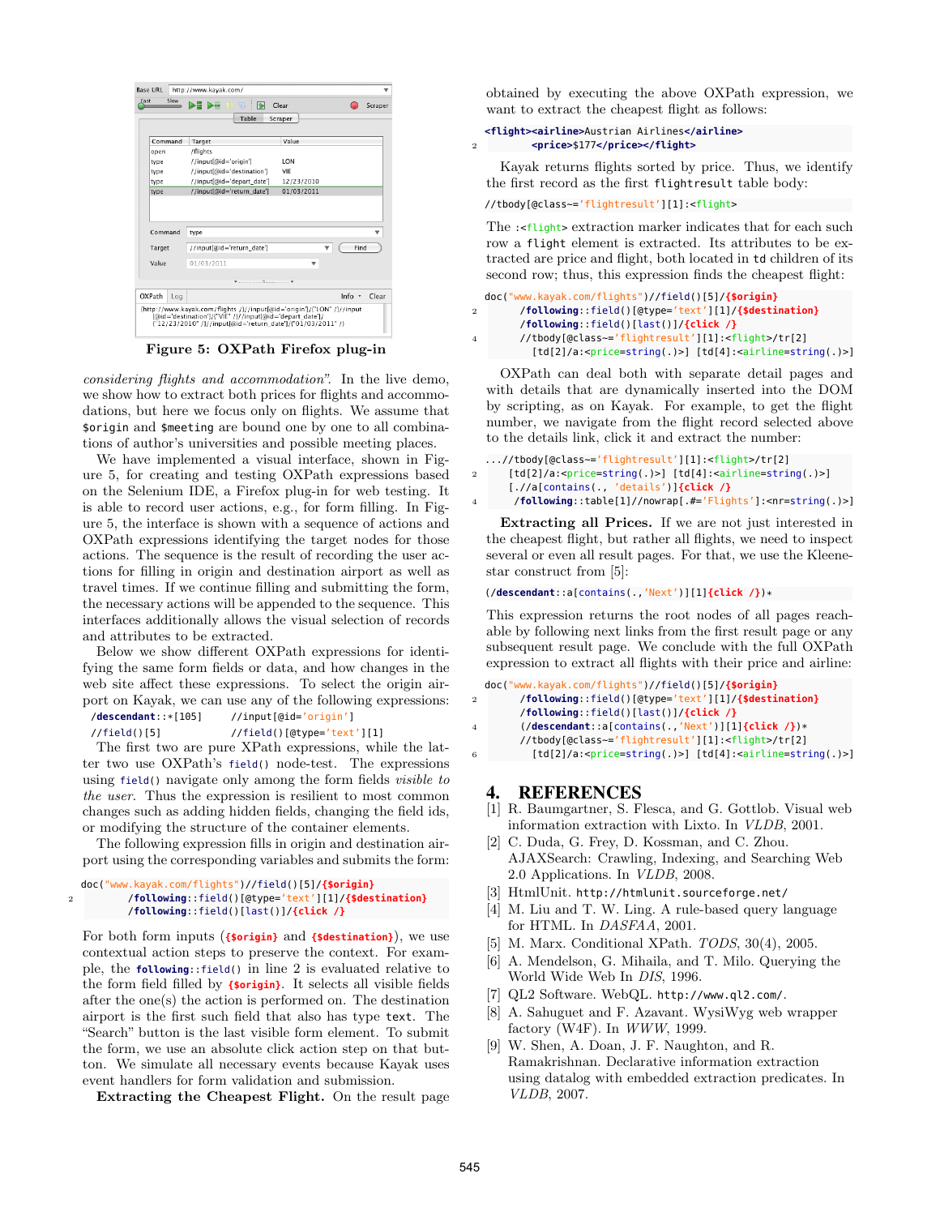Figure 5: OXPath Firefox plug-in

*considering flights and accommodation*". In the live demo, we show how to extract both prices for flights and accommodations, but here we focus only on flights. We assume that `$origin` and `$meeting` are bound one by one to all combinations of author's universities and possible meeting places.

We have implemented a visual interface, shown in Figure 5, for creating and testing OXPath expressions based on the Selenium IDE, a Firefox plug-in for web testing. It is able to record user actions, e.g., for form filling. In Figure 5, the interface is shown with a sequence of actions and OXPath expressions identifying the target nodes for those actions. The sequence is the result of recording the user actions for filling in origin and destination airport as well as travel times. If we continue filling and submitting the form, the necessary actions will be appended to the sequence. This interfaces additionally allows the visual selection of records and attributes to be extracted.

Below we show different OXPath expressions for identifying the same form fields or data, and how changes in the web site affect these expressions. To select the origin airport on Kayak, we can use any of the following expressions:

```
/descendant::*[105]     //input[@id='origin']
//field()[5]            //field()[@type='text'][1]
```

The first two are pure XPath expressions, while the latter two use OXPath's `field()` node-test. The expressions using `field()` navigate only among the form fields *visible to the user*. Thus the expression is resilient to most common changes such as adding hidden fields, changing the field ids, or modifying the structure of the container elements.

The following expression fills in origin and destination airport using the corresponding variables and submits the form:

```
doc("www.kayak.com/flights")//field()[5]/{$origin}
2       /following::field()[@type='text'][1]/{$destination}
        /following::field()[last()]/{click /}
```

For both form inputs (`{$origin}` and `{$destination}`), we use contextual action steps to preserve the context. For example, the `following::field()` in line 2 is evaluated relative to the form field filled by `{$origin}`. It selects all visible fields after the one(s) the action is performed on. The destination airport is the first such field that also has type `text`. The "Search" button is the last visible form element. To submit the form, we use an absolute click action step on that button. We simulate all necessary events because Kayak uses event handlers for form validation and submission.

**Extracting the Cheapest Flight.** On the result page obtained by executing the above OXPath expression, we want to extract the cheapest flight as follows:

```
<flight><airline>Austrian Airlines</airline>
2    <price>$177</price></flight>
```

Kayak returns flights sorted by price. Thus, we identify the first record as the first `flightresult` table body:

```
//tbody[@class~='flightresult'][1]:<flight>
```

The `:<flight>` extraction marker indicates that for each such row a `flight` element is extracted. Its attributes to be extracted are price and flight, both located in `td` children of its second row; thus, this expression finds the cheapest flight:

```
doc("www.kayak.com/flights")//field()[5]/{$origin}
2       /following::field()[@type='text'][1]/{$destination}
        /following::field()[last()]/{click /}
4       //tbody[@class~='flightresult'][1]:<flight>/tr[2]
          [td[2]/a:<price=string(.)>] [td[4]:<airline=string(.)>]
```

OXPath can deal both with separate detail pages and with details that are dynamically inserted into the DOM by scripting, as on Kayak. For example, to get the flight number, we navigate from the flight record selected above to the details link, click it and extract the number:

```
...//tbody[@class~='flightresult'][1]:<flight>/tr[2]
2    [td[2]/a:<price=string(.)>] [td[4]:<airline=string(.)>]
     [.//a[contains(., 'details')]{click /}
4     /following::table[1]//nowrap[.#='Flights']:<nr=string(.)>]
```

**Extracting all Prices.** If we are not just interested in the cheapest flight, but rather all flights, we need to inspect several or even all result pages. For that, we use the Kleene-star construct from [5]:

```
(/descendant::a[contains(.,'Next')][1]{click /})*
```

This expression returns the root nodes of all pages reachable by following next links from the first result page or any subsequent result page. We conclude with the full OXPath expression to extract all flights with their price and airline:

```
doc("www.kayak.com/flights")//field()[5]/{$origin}
2       /following::field()[@type='text'][1]/{$destination}
        /following::field()[last()]/{click /}
4       (/descendant::a[contains(.,'Next')][1]{click /})*
        //tbody[@class~='flightresult'][1]:<flight>/tr[2]
6         [td[2]/a:<price=string(.)>] [td[4]:<airline=string(.)>]
```

# 4. REFERENCES

[1] R. Baumgartner, S. Flesca, and G. Gottlob. Visual web information extraction with Lixto. In *VLDB*, 2001.

[2] C. Duda, G. Frey, D. Kossman, and C. Zhou. AJAXSearch: Crawling, Indexing, and Searching Web 2.0 Applications. In *VLDB*, 2008.

[3] HtmlUnit. `http://htmlunit.sourceforge.net/`

[4] M. Liu and T. W. Ling. A rule-based query language for HTML. In *DASFAA*, 2001.

[5] M. Marx. Conditional XPath. *TODS*, 30(4), 2005.

[6] A. Mendelson, G. Mihaila, and T. Milo. Querying the World Wide Web In *DIS*, 1996.

[7] QL2 Software. WebQL. `http://www.ql2.com/`.

[8] A. Sahuguet and F. Azavant. WysiWyg web wrapper factory (W4F). In *WWW*, 1999.

[9] W. Shen, A. Doan, J. F. Naughton, and R. Ramakrishnan. Declarative information extraction using datalog with embedded extraction predicates. In *VLDB*, 2007.